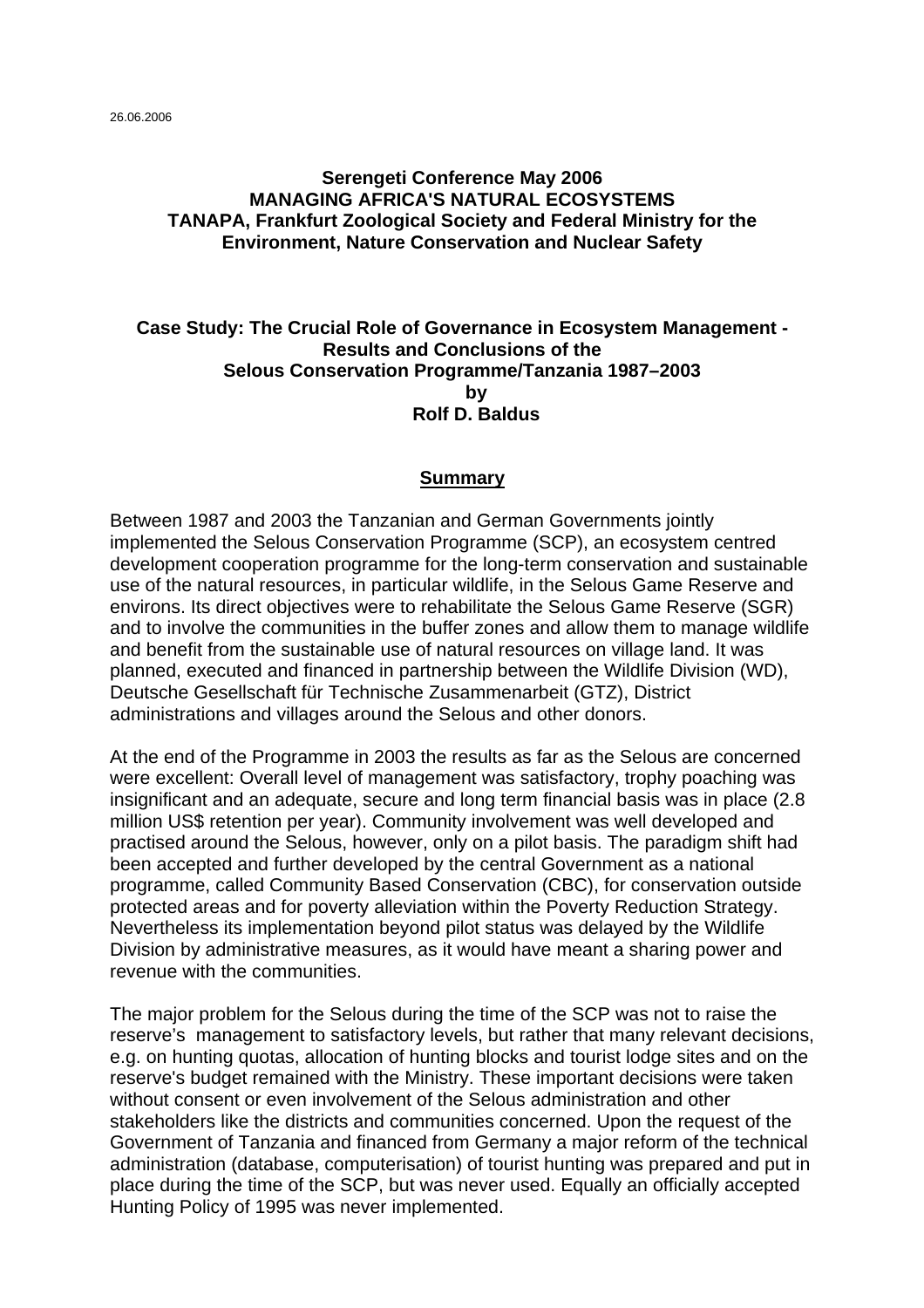26.06.2006

**Serengeti Conference May 2006**
**MANAGING AFRICA'S NATURAL ECOSYSTEMS**
**TANAPA, Frankfurt Zoological Society and Federal Ministry for the Environment, Nature Conservation and Nuclear Safety**

# Case Study: The Crucial Role of Governance in Ecosystem Management - Results and Conclusions of the Selous Conservation Programme/Tanzania 1987–2003

**by**
**Rolf D. Baldus**

## Summary

Between 1987 and 2003 the Tanzanian and German Governments jointly implemented the Selous Conservation Programme (SCP), an ecosystem centred development cooperation programme for the long-term conservation and sustainable use of the natural resources, in particular wildlife, in the Selous Game Reserve and environs. Its direct objectives were to rehabilitate the Selous Game Reserve (SGR) and to involve the communities in the buffer zones and allow them to manage wildlife and benefit from the sustainable use of natural resources on village land. It was planned, executed and financed in partnership between the Wildlife Division (WD), Deutsche Gesellschaft für Technische Zusammenarbeit (GTZ), District administrations and villages around the Selous and other donors.

At the end of the Programme in 2003 the results as far as the Selous are concerned were excellent: Overall level of management was satisfactory, trophy poaching was insignificant and an adequate, secure and long term financial basis was in place (2.8 million US$ retention per year). Community involvement was well developed and practised around the Selous, however, only on a pilot basis. The paradigm shift had been accepted and further developed by the central Government as a national programme, called Community Based Conservation (CBC), for conservation outside protected areas and for poverty alleviation within the Poverty Reduction Strategy. Nevertheless its implementation beyond pilot status was delayed by the Wildlife Division by administrative measures, as it would have meant a sharing power and revenue with the communities.

The major problem for the Selous during the time of the SCP was not to raise the reserve's management to satisfactory levels, but rather that many relevant decisions, e.g. on hunting quotas, allocation of hunting blocks and tourist lodge sites and on the reserve's budget remained with the Ministry. These important decisions were taken without consent or even involvement of the Selous administration and other stakeholders like the districts and communities concerned. Upon the request of the Government of Tanzania and financed from Germany a major reform of the technical administration (database, computerisation) of tourist hunting was prepared and put in place during the time of the SCP, but was never used. Equally an officially accepted Hunting Policy of 1995 was never implemented.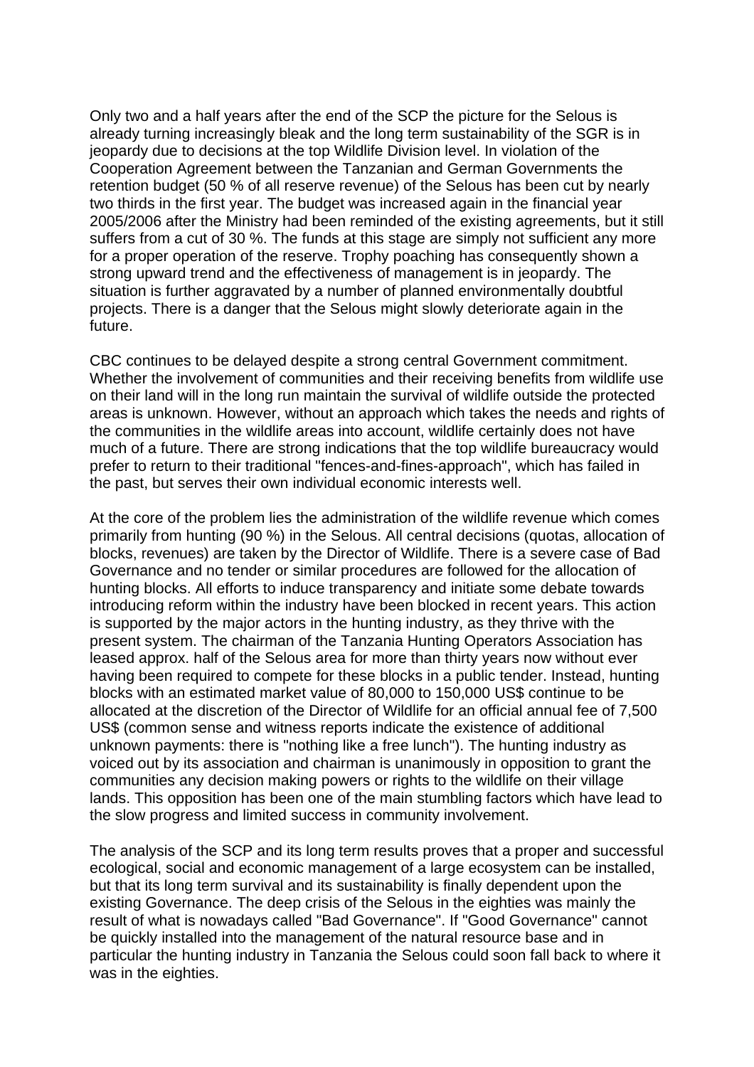Only two and a half years after the end of the SCP the picture for the Selous is already turning increasingly bleak and the long term sustainability of the SGR is in jeopardy due to decisions at the top Wildlife Division level. In violation of the Cooperation Agreement between the Tanzanian and German Governments the retention budget (50 % of all reserve revenue) of the Selous has been cut by nearly two thirds in the first year. The budget was increased again in the financial year 2005/2006 after the Ministry had been reminded of the existing agreements, but it still suffers from a cut of 30 %. The funds at this stage are simply not sufficient any more for a proper operation of the reserve. Trophy poaching has consequently shown a strong upward trend and the effectiveness of management is in jeopardy. The situation is further aggravated by a number of planned environmentally doubtful projects. There is a danger that the Selous might slowly deteriorate again in the future.

CBC continues to be delayed despite a strong central Government commitment. Whether the involvement of communities and their receiving benefits from wildlife use on their land will in the long run maintain the survival of wildlife outside the protected areas is unknown. However, without an approach which takes the needs and rights of the communities in the wildlife areas into account, wildlife certainly does not have much of a future. There are strong indications that the top wildlife bureaucracy would prefer to return to their traditional "fences-and-fines-approach", which has failed in the past, but serves their own individual economic interests well.

At the core of the problem lies the administration of the wildlife revenue which comes primarily from hunting (90 %) in the Selous. All central decisions (quotas, allocation of blocks, revenues) are taken by the Director of Wildlife. There is a severe case of Bad Governance and no tender or similar procedures are followed for the allocation of hunting blocks. All efforts to induce transparency and initiate some debate towards introducing reform within the industry have been blocked in recent years. This action is supported by the major actors in the hunting industry, as they thrive with the present system. The chairman of the Tanzania Hunting Operators Association has leased approx. half of the Selous area for more than thirty years now without ever having been required to compete for these blocks in a public tender. Instead, hunting blocks with an estimated market value of 80,000 to 150,000 US$ continue to be allocated at the discretion of the Director of Wildlife for an official annual fee of 7,500 US$ (common sense and witness reports indicate the existence of additional unknown payments: there is "nothing like a free lunch"). The hunting industry as voiced out by its association and chairman is unanimously in opposition to grant the communities any decision making powers or rights to the wildlife on their village lands. This opposition has been one of the main stumbling factors which have lead to the slow progress and limited success in community involvement.

The analysis of the SCP and its long term results proves that a proper and successful ecological, social and economic management of a large ecosystem can be installed, but that its long term survival and its sustainability is finally dependent upon the existing Governance. The deep crisis of the Selous in the eighties was mainly the result of what is nowadays called "Bad Governance". If "Good Governance" cannot be quickly installed into the management of the natural resource base and in particular the hunting industry in Tanzania the Selous could soon fall back to where it was in the eighties.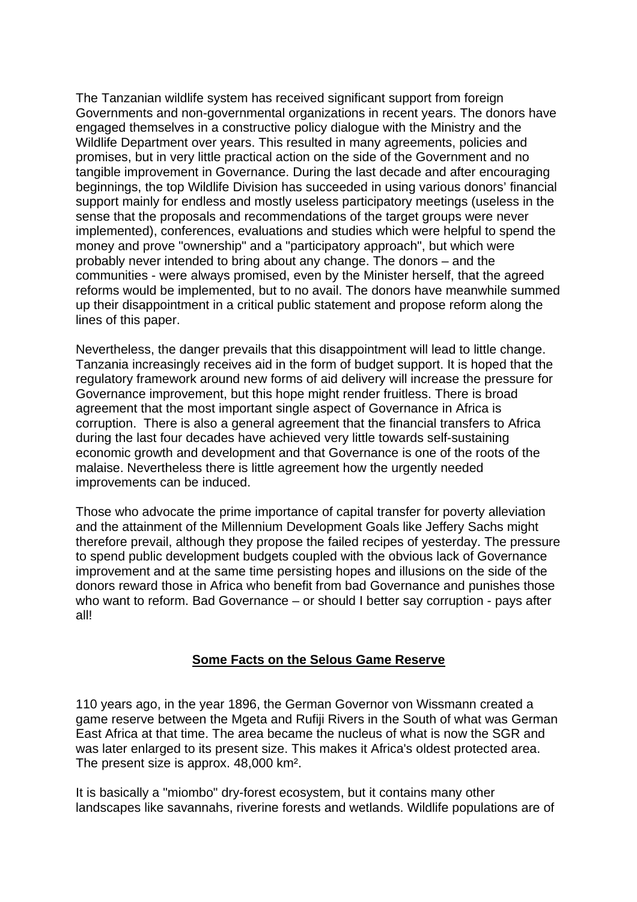The Tanzanian wildlife system has received significant support from foreign Governments and non-governmental organizations in recent years. The donors have engaged themselves in a constructive policy dialogue with the Ministry and the Wildlife Department over years. This resulted in many agreements, policies and promises, but in very little practical action on the side of the Government and no tangible improvement in Governance. During the last decade and after encouraging beginnings, the top Wildlife Division has succeeded in using various donors' financial support mainly for endless and mostly useless participatory meetings (useless in the sense that the proposals and recommendations of the target groups were never implemented), conferences, evaluations and studies which were helpful to spend the money and prove "ownership" and a "participatory approach", but which were probably never intended to bring about any change. The donors – and the communities - were always promised, even by the Minister herself, that the agreed reforms would be implemented, but to no avail. The donors have meanwhile summed up their disappointment in a critical public statement and propose reform along the lines of this paper.

Nevertheless, the danger prevails that this disappointment will lead to little change. Tanzania increasingly receives aid in the form of budget support. It is hoped that the regulatory framework around new forms of aid delivery will increase the pressure for Governance improvement, but this hope might render fruitless. There is broad agreement that the most important single aspect of Governance in Africa is corruption. There is also a general agreement that the financial transfers to Africa during the last four decades have achieved very little towards self-sustaining economic growth and development and that Governance is one of the roots of the malaise. Nevertheless there is little agreement how the urgently needed improvements can be induced.

Those who advocate the prime importance of capital transfer for poverty alleviation and the attainment of the Millennium Development Goals like Jeffery Sachs might therefore prevail, although they propose the failed recipes of yesterday. The pressure to spend public development budgets coupled with the obvious lack of Governance improvement and at the same time persisting hopes and illusions on the side of the donors reward those in Africa who benefit from bad Governance and punishes those who want to reform. Bad Governance – or should I better say corruption - pays after all!

## Some Facts on the Selous Game Reserve

110 years ago, in the year 1896, the German Governor von Wissmann created a game reserve between the Mgeta and Rufiji Rivers in the South of what was German East Africa at that time. The area became the nucleus of what is now the SGR and was later enlarged to its present size. This makes it Africa's oldest protected area. The present size is approx. 48,000 km².

It is basically a "miombo" dry-forest ecosystem, but it contains many other landscapes like savannahs, riverine forests and wetlands. Wildlife populations are of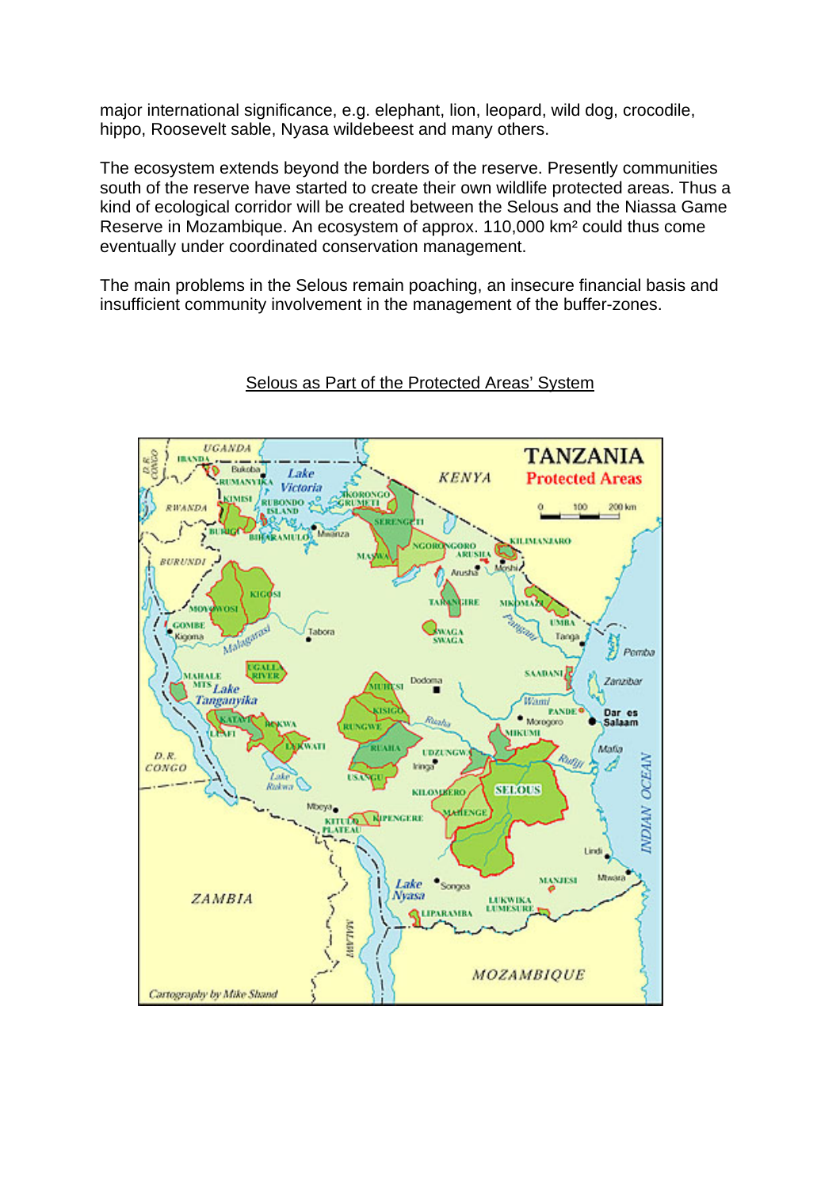major international significance, e.g. elephant, lion, leopard, wild dog, crocodile, hippo, Roosevelt sable, Nyasa wildebeest and many others.

The ecosystem extends beyond the borders of the reserve. Presently communities south of the reserve have started to create their own wildlife protected areas. Thus a kind of ecological corridor will be created between the Selous and the Niassa Game Reserve in Mozambique. An ecosystem of approx. 110,000 km² could thus come eventually under coordinated conservation management.

The main problems in the Selous remain poaching, an insecure financial basis and insufficient community involvement in the management of the buffer-zones.

Selous as Part of the Protected Areas' System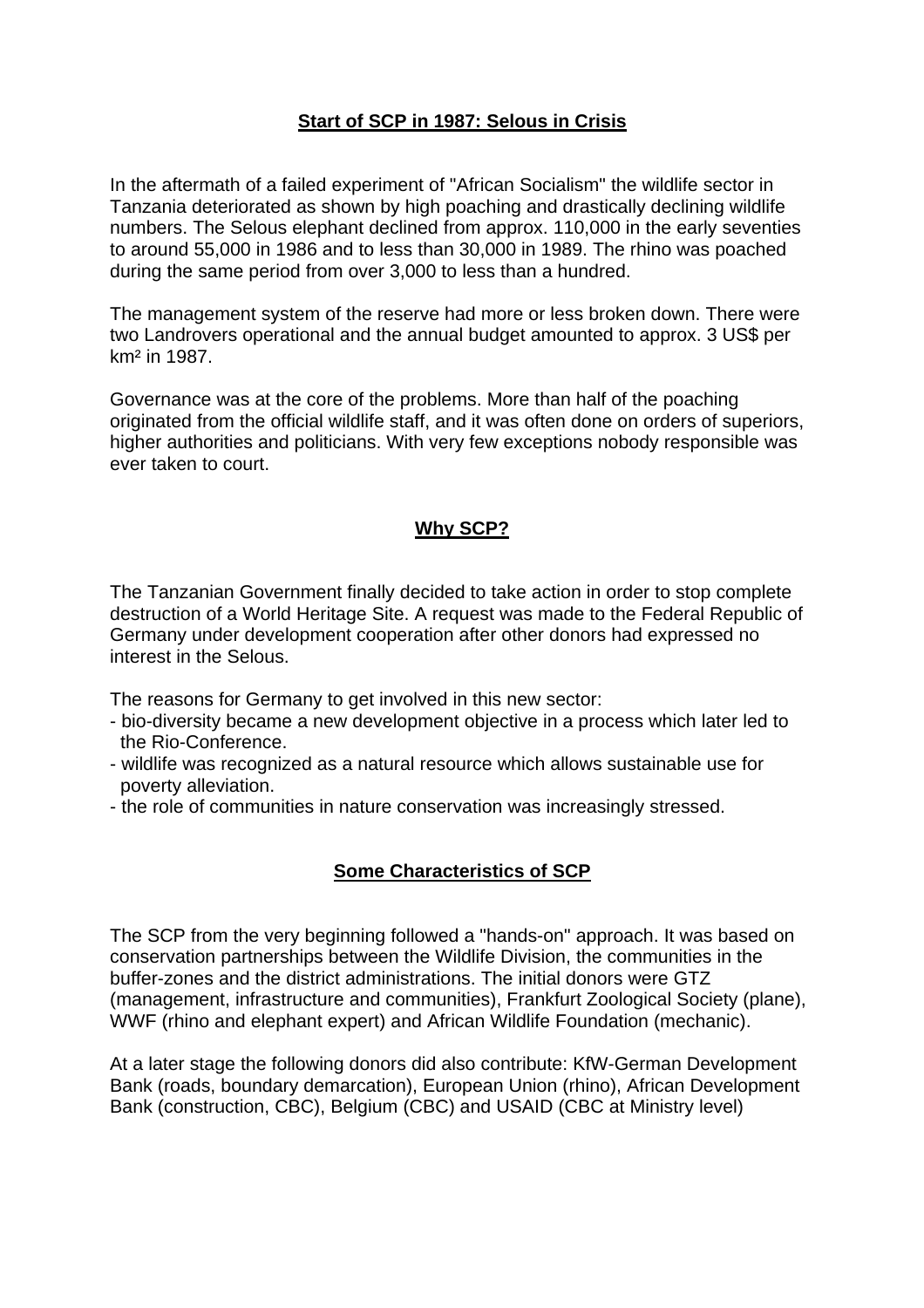## Start of SCP in 1987: Selous in Crisis

In the aftermath of a failed experiment of "African Socialism" the wildlife sector in Tanzania deteriorated as shown by high poaching and drastically declining wildlife numbers. The Selous elephant declined from approx. 110,000 in the early seventies to around 55,000 in 1986 and to less than 30,000 in 1989. The rhino was poached during the same period from over 3,000 to less than a hundred.

The management system of the reserve had more or less broken down. There were two Landrovers operational and the annual budget amounted to approx. 3 US$ per km² in 1987.

Governance was at the core of the problems. More than half of the poaching originated from the official wildlife staff, and it was often done on orders of superiors, higher authorities and politicians. With very few exceptions nobody responsible was ever taken to court.

## Why SCP?

The Tanzanian Government finally decided to take action in order to stop complete destruction of a World Heritage Site. A request was made to the Federal Republic of Germany under development cooperation after other donors had expressed no interest in the Selous.

The reasons for Germany to get involved in this new sector:

- bio-diversity became a new development objective in a process which later led to the Rio-Conference.
- wildlife was recognized as a natural resource which allows sustainable use for poverty alleviation.
- the role of communities in nature conservation was increasingly stressed.

## Some Characteristics of SCP

The SCP from the very beginning followed a "hands-on" approach. It was based on conservation partnerships between the Wildlife Division, the communities in the buffer-zones and the district administrations. The initial donors were GTZ (management, infrastructure and communities), Frankfurt Zoological Society (plane), WWF (rhino and elephant expert) and African Wildlife Foundation (mechanic).

At a later stage the following donors did also contribute: KfW-German Development Bank (roads, boundary demarcation), European Union (rhino), African Development Bank (construction, CBC), Belgium (CBC) and USAID (CBC at Ministry level)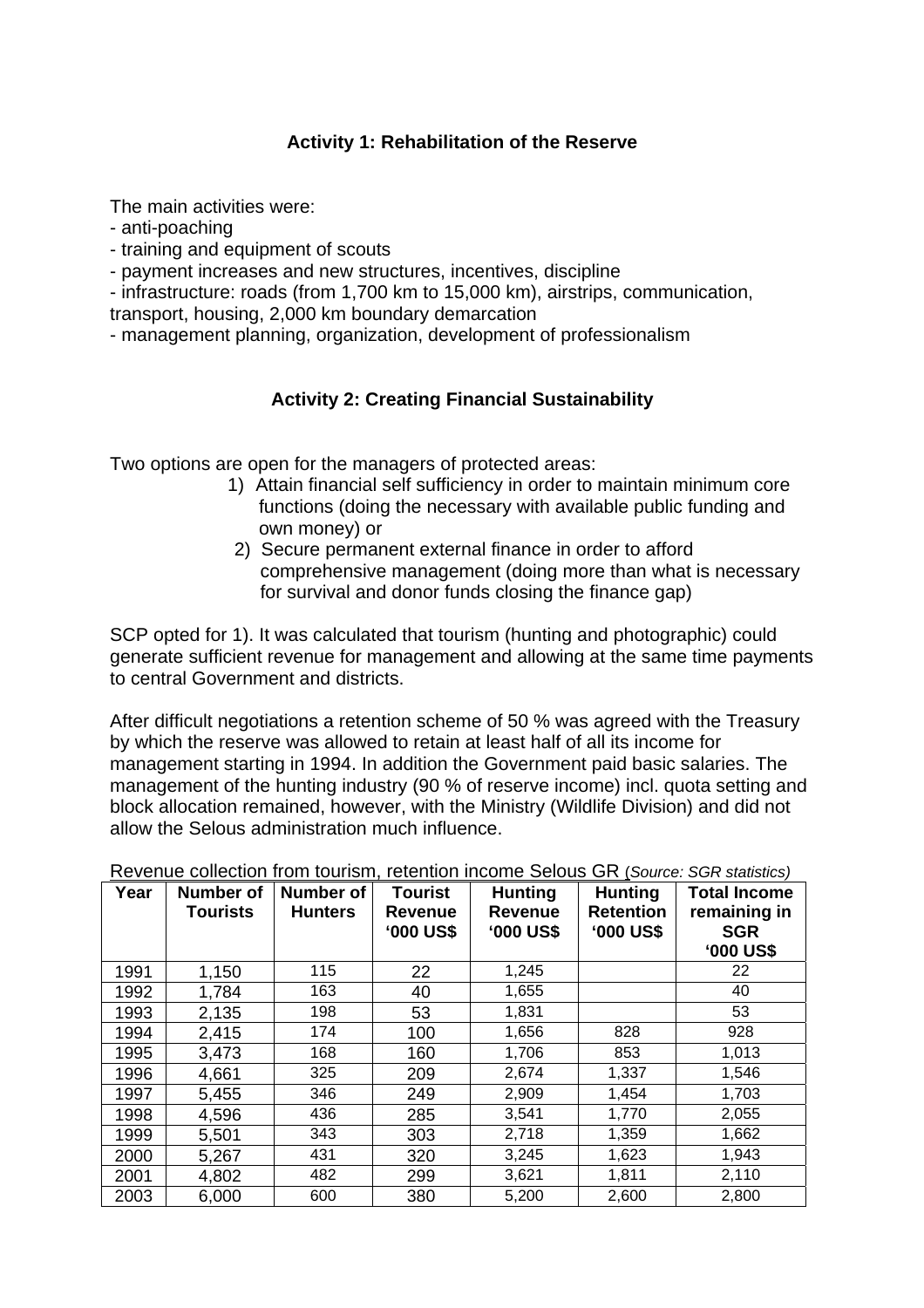### Activity 1: Rehabilitation of the Reserve

The main activities were:
- anti-poaching
- training and equipment of scouts
- payment increases and new structures, incentives, discipline
- infrastructure: roads (from 1,700 km to 15,000 km), airstrips, communication, transport, housing, 2,000 km boundary demarcation
- management planning, organization, development of professionalism

### Activity 2: Creating Financial Sustainability

Two options are open for the managers of protected areas:

1) Attain financial self sufficiency in order to maintain minimum core functions (doing the necessary with available public funding and own money) or
2) Secure permanent external finance in order to afford comprehensive management (doing more than what is necessary for survival and donor funds closing the finance gap)

SCP opted for 1). It was calculated that tourism (hunting and photographic) could generate sufficient revenue for management and allowing at the same time payments to central Government and districts.

After difficult negotiations a retention scheme of 50 % was agreed with the Treasury by which the reserve was allowed to retain at least half of all its income for management starting in 1994. In addition the Government paid basic salaries. The management of the hunting industry (90 % of reserve income) incl. quota setting and block allocation remained, however, with the Ministry (Wildlife Division) and did not allow the Selous administration much influence.

Revenue collection from tourism, retention income Selous GR (*Source: SGR statistics*)

| Year | Number of Tourists | Number of Hunters | Tourist Revenue '000 US$ | Hunting Revenue '000 US$ | Hunting Retention '000 US$ | Total Income remaining in SGR '000 US$ |
|---|---|---|---|---|---|---|
| 1991 | 1,150 | 115 | 22 | 1,245 | | 22 |
| 1992 | 1,784 | 163 | 40 | 1,655 | | 40 |
| 1993 | 2,135 | 198 | 53 | 1,831 | | 53 |
| 1994 | 2,415 | 174 | 100 | 1,656 | 828 | 928 |
| 1995 | 3,473 | 168 | 160 | 1,706 | 853 | 1,013 |
| 1996 | 4,661 | 325 | 209 | 2,674 | 1,337 | 1,546 |
| 1997 | 5,455 | 346 | 249 | 2,909 | 1,454 | 1,703 |
| 1998 | 4,596 | 436 | 285 | 3,541 | 1,770 | 2,055 |
| 1999 | 5,501 | 343 | 303 | 2,718 | 1,359 | 1,662 |
| 2000 | 5,267 | 431 | 320 | 3,245 | 1,623 | 1,943 |
| 2001 | 4,802 | 482 | 299 | 3,621 | 1,811 | 2,110 |
| 2003 | 6,000 | 600 | 380 | 5,200 | 2,600 | 2,800 |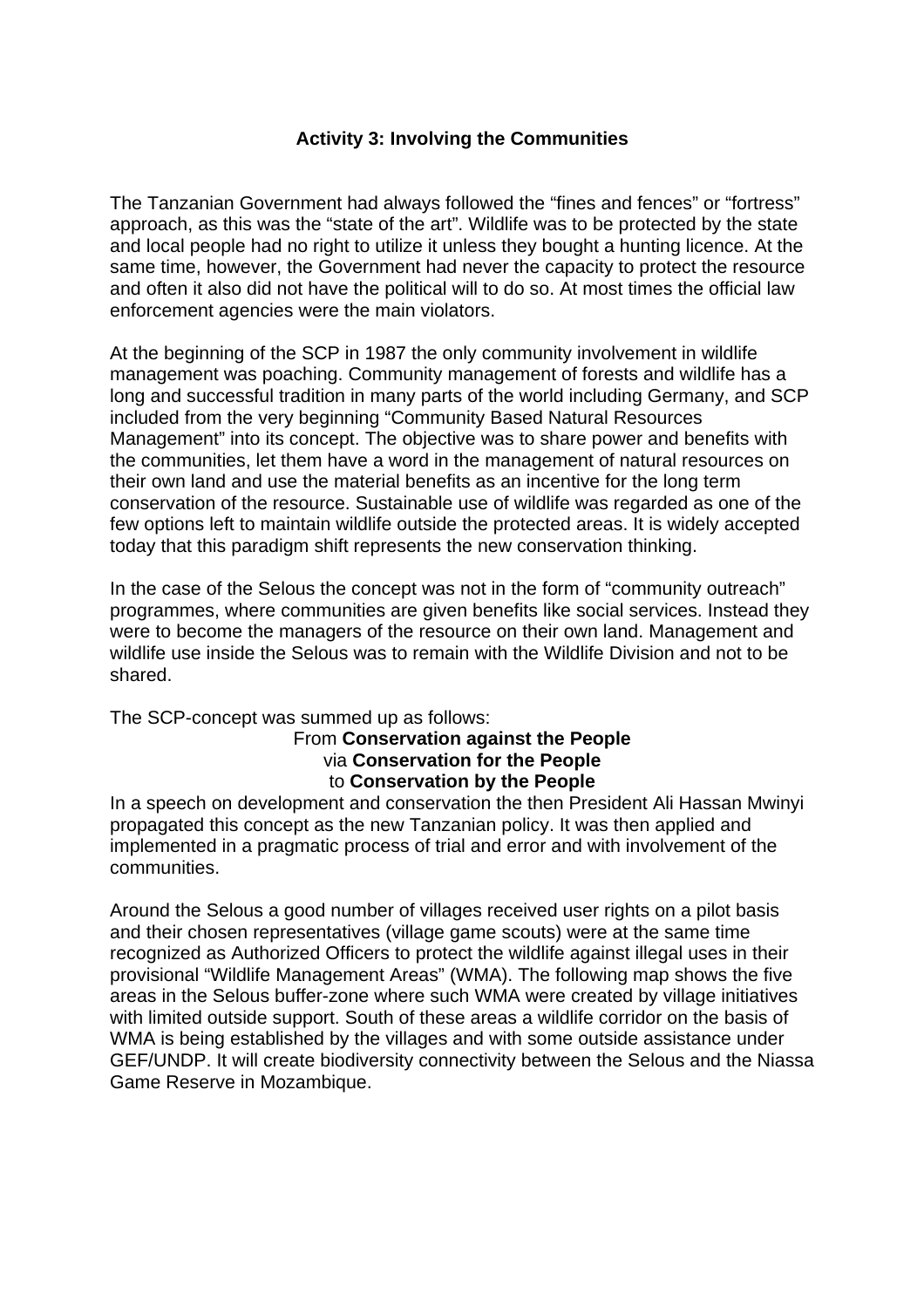### Activity 3: Involving the Communities

The Tanzanian Government had always followed the "fines and fences" or "fortress" approach, as this was the "state of the art". Wildlife was to be protected by the state and local people had no right to utilize it unless they bought a hunting licence. At the same time, however, the Government had never the capacity to protect the resource and often it also did not have the political will to do so. At most times the official law enforcement agencies were the main violators.

At the beginning of the SCP in 1987 the only community involvement in wildlife management was poaching. Community management of forests and wildlife has a long and successful tradition in many parts of the world including Germany, and SCP included from the very beginning "Community Based Natural Resources Management" into its concept. The objective was to share power and benefits with the communities, let them have a word in the management of natural resources on their own land and use the material benefits as an incentive for the long term conservation of the resource. Sustainable use of wildlife was regarded as one of the few options left to maintain wildlife outside the protected areas. It is widely accepted today that this paradigm shift represents the new conservation thinking.

In the case of the Selous the concept was not in the form of "community outreach" programmes, where communities are given benefits like social services. Instead they were to become the managers of the resource on their own land. Management and wildlife use inside the Selous was to remain with the Wildlife Division and not to be shared.

The SCP-concept was summed up as follows:

From **Conservation against the People**
via **Conservation for the People**
to **Conservation by the People**

In a speech on development and conservation the then President Ali Hassan Mwinyi propagated this concept as the new Tanzanian policy. It was then applied and implemented in a pragmatic process of trial and error and with involvement of the communities.

Around the Selous a good number of villages received user rights on a pilot basis and their chosen representatives (village game scouts) were at the same time recognized as Authorized Officers to protect the wildlife against illegal uses in their provisional "Wildlife Management Areas" (WMA). The following map shows the five areas in the Selous buffer-zone where such WMA were created by village initiatives with limited outside support. South of these areas a wildlife corridor on the basis of WMA is being established by the villages and with some outside assistance under GEF/UNDP. It will create biodiversity connectivity between the Selous and the Niassa Game Reserve in Mozambique.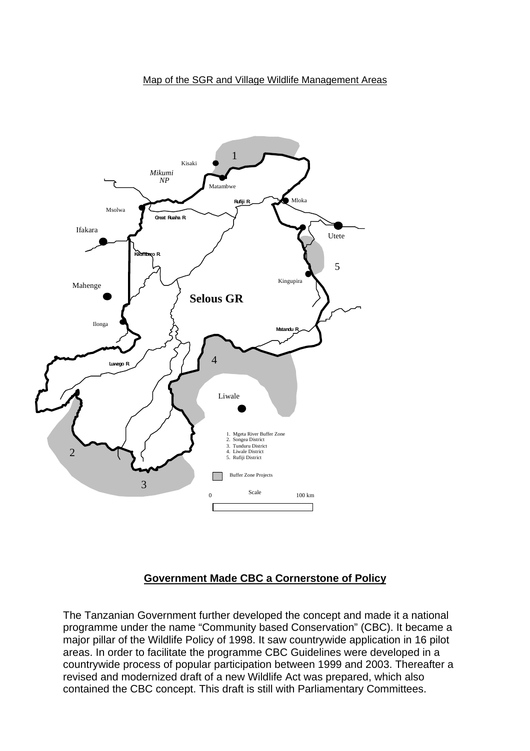Map of the SGR and Village Wildlife Management Areas

Kisaki

*Mikumi NP*

Matambwe

Rufiji R.

Mloka

Msolwa

Great Ruaha R.

Ifakara

Utete

Kilombero R.

Kingupira

Mahenge

**Selous GR**

Ilonga

Matandu R.

Luwego R.

Liwale

1. Mgeta River Buffer Zone
2. Songea District
3. Tunduru District
4. Liwale District
5. Rufiji District

Buffer Zone Projects

Scale

0 100 km

## Government Made CBC a Cornerstone of Policy

The Tanzanian Government further developed the concept and made it a national programme under the name "Community based Conservation" (CBC). It became a major pillar of the Wildlife Policy of 1998. It saw countrywide application in 16 pilot areas. In order to facilitate the programme CBC Guidelines were developed in a countrywide process of popular participation between 1999 and 2003. Thereafter a revised and modernized draft of a new Wildlife Act was prepared, which also contained the CBC concept. This draft is still with Parliamentary Committees.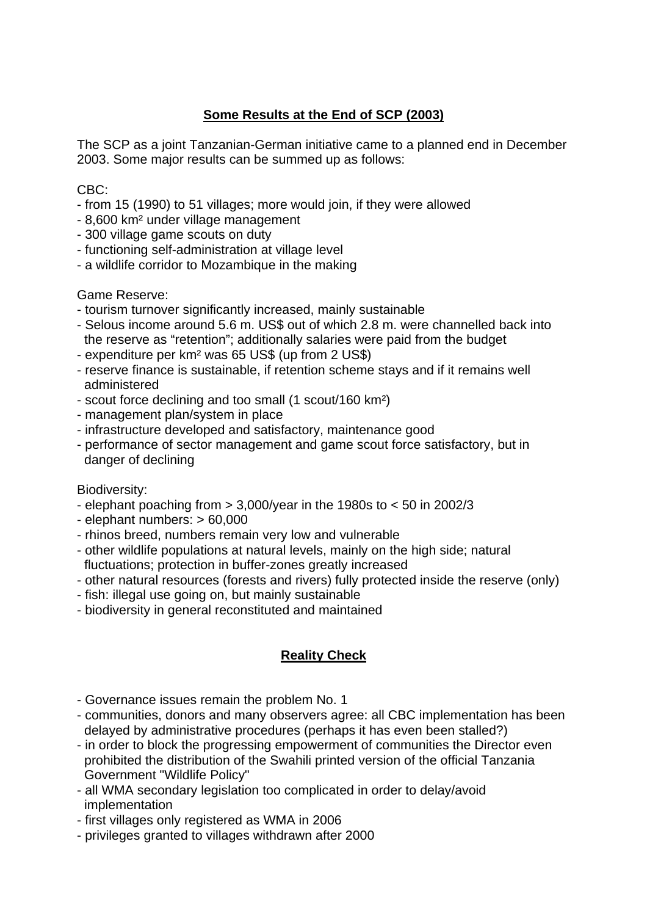## Some Results at the End of SCP (2003)

The SCP as a joint Tanzanian-German initiative came to a planned end in December 2003. Some major results can be summed up as follows:

CBC:

- from 15 (1990) to 51 villages; more would join, if they were allowed
- 8,600 km² under village management
- 300 village game scouts on duty
- functioning self-administration at village level
- a wildlife corridor to Mozambique in the making

Game Reserve:

- tourism turnover significantly increased, mainly sustainable
- Selous income around 5.6 m. US$ out of which 2.8 m. were channelled back into the reserve as "retention"; additionally salaries were paid from the budget
- expenditure per km² was 65 US$ (up from 2 US$)
- reserve finance is sustainable, if retention scheme stays and if it remains well administered
- scout force declining and too small (1 scout/160 km²)
- management plan/system in place
- infrastructure developed and satisfactory, maintenance good
- performance of sector management and game scout force satisfactory, but in danger of declining

Biodiversity:

- elephant poaching from > 3,000/year in the 1980s to < 50 in 2002/3
- elephant numbers: > 60,000
- rhinos breed, numbers remain very low and vulnerable
- other wildlife populations at natural levels, mainly on the high side; natural fluctuations; protection in buffer-zones greatly increased
- other natural resources (forests and rivers) fully protected inside the reserve (only)
- fish: illegal use going on, but mainly sustainable
- biodiversity in general reconstituted and maintained

## Reality Check

- Governance issues remain the problem No. 1
- communities, donors and many observers agree: all CBC implementation has been delayed by administrative procedures (perhaps it has even been stalled?)
- in order to block the progressing empowerment of communities the Director even prohibited the distribution of the Swahili printed version of the official Tanzania Government "Wildlife Policy"
- all WMA secondary legislation too complicated in order to delay/avoid implementation
- first villages only registered as WMA in 2006
- privileges granted to villages withdrawn after 2000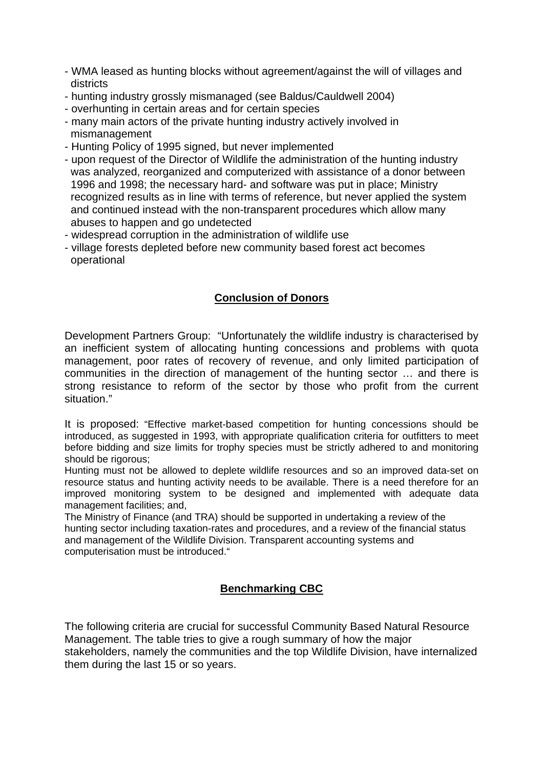- WMA leased as hunting blocks without agreement/against the will of villages and districts
- hunting industry grossly mismanaged (see Baldus/Cauldwell 2004)
- overhunting in certain areas and for certain species
- many main actors of the private hunting industry actively involved in mismanagement
- Hunting Policy of 1995 signed, but never implemented
- upon request of the Director of Wildlife the administration of the hunting industry was analyzed, reorganized and computerized with assistance of a donor between 1996 and 1998; the necessary hard- and software was put in place; Ministry recognized results as in line with terms of reference, but never applied the system and continued instead with the non-transparent procedures which allow many abuses to happen and go undetected
- widespread corruption in the administration of wildlife use
- village forests depleted before new community based forest act becomes operational

## Conclusion of Donors

Development Partners Group: "Unfortunately the wildlife industry is characterised by an inefficient system of allocating hunting concessions and problems with quota management, poor rates of recovery of revenue, and only limited participation of communities in the direction of management of the hunting sector … and there is strong resistance to reform of the sector by those who profit from the current situation."

It is proposed: "Effective market-based competition for hunting concessions should be introduced, as suggested in 1993, with appropriate qualification criteria for outfitters to meet before bidding and size limits for trophy species must be strictly adhered to and monitoring should be rigorous;
Hunting must not be allowed to deplete wildlife resources and so an improved data-set on resource status and hunting activity needs to be available. There is a need therefore for an improved monitoring system to be designed and implemented with adequate data management facilities; and,
The Ministry of Finance (and TRA) should be supported in undertaking a review of the hunting sector including taxation-rates and procedures, and a review of the financial status and management of the Wildlife Division. Transparent accounting systems and computerisation must be introduced."

## Benchmarking CBC

The following criteria are crucial for successful Community Based Natural Resource Management. The table tries to give a rough summary of how the major stakeholders, namely the communities and the top Wildlife Division, have internalized them during the last 15 or so years.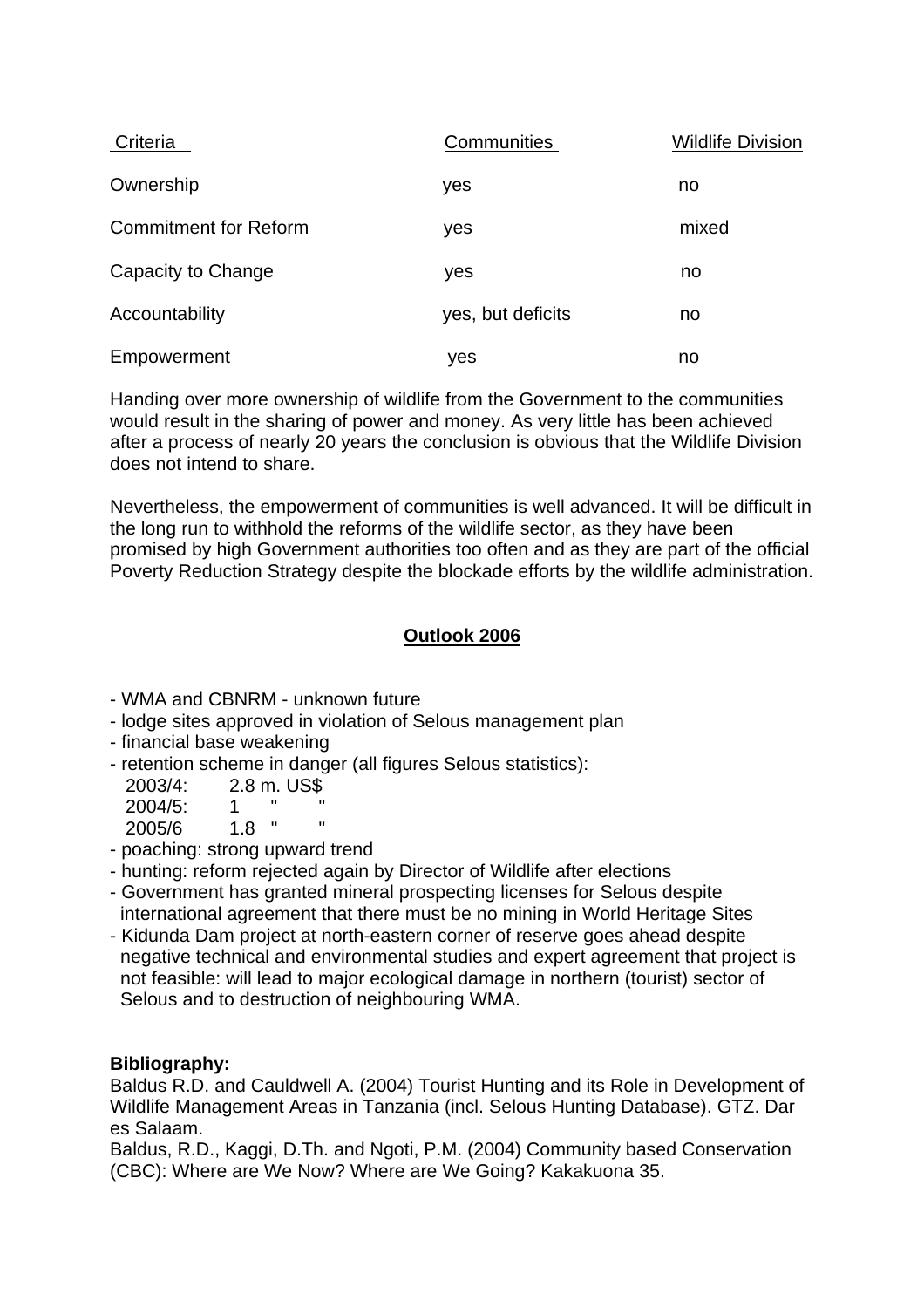| Criteria | Communities | Wildlife Division |
|---|---|---|
| Ownership | yes | no |
| Commitment for Reform | yes | mixed |
| Capacity to Change | yes | no |
| Accountability | yes, but deficits | no |
| Empowerment | yes | no |

Handing over more ownership of wildlife from the Government to the communities would result in the sharing of power and money. As very little has been achieved after a process of nearly 20 years the conclusion is obvious that the Wildlife Division does not intend to share.

Nevertheless, the empowerment of communities is well advanced. It will be difficult in the long run to withhold the reforms of the wildlife sector, as they have been promised by high Government authorities too often and as they are part of the official Poverty Reduction Strategy despite the blockade efforts by the wildlife administration.

## Outlook 2006

- WMA and CBNRM - unknown future
- lodge sites approved in violation of Selous management plan
- financial base weakening
- retention scheme in danger (all figures Selous statistics):
  - 2003/4: 2.8 m. US$
  - 2004/5: 1 " "
  - 2005/6 1.8 " "
- poaching: strong upward trend
- hunting: reform rejected again by Director of Wildlife after elections
- Government has granted mineral prospecting licenses for Selous despite international agreement that there must be no mining in World Heritage Sites
- Kidunda Dam project at north-eastern corner of reserve goes ahead despite negative technical and environmental studies and expert agreement that project is not feasible: will lead to major ecological damage in northern (tourist) sector of Selous and to destruction of neighbouring WMA.

**Bibliography:**

Baldus R.D. and Cauldwell A. (2004) Tourist Hunting and its Role in Development of Wildlife Management Areas in Tanzania (incl. Selous Hunting Database). GTZ. Dar es Salaam.

Baldus, R.D., Kaggi, D.Th. and Ngoti, P.M. (2004) Community based Conservation (CBC): Where are We Now? Where are We Going? Kakakuona 35.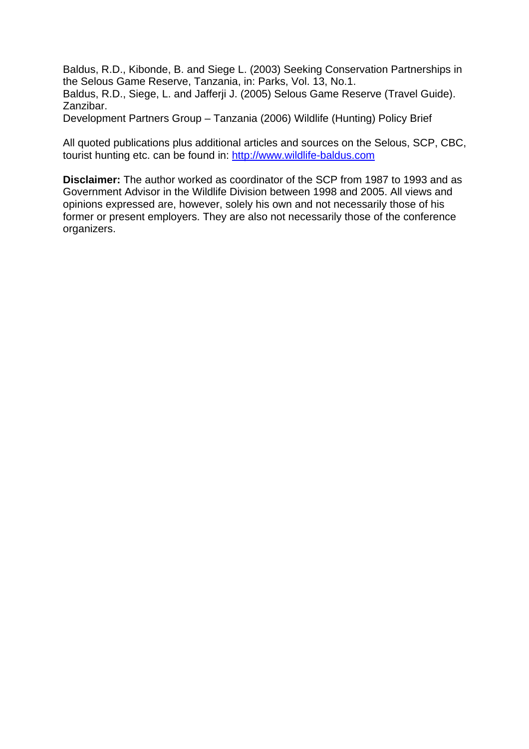Baldus, R.D., Kibonde, B. and Siege L. (2003) Seeking Conservation Partnerships in the Selous Game Reserve, Tanzania, in: Parks, Vol. 13, No.1.
Baldus, R.D., Siege, L. and Jafferji J. (2005) Selous Game Reserve (Travel Guide). Zanzibar.
Development Partners Group – Tanzania (2006) Wildlife (Hunting) Policy Brief

All quoted publications plus additional articles and sources on the Selous, SCP, CBC, tourist hunting etc. can be found in: http://www.wildlife-baldus.com

**Disclaimer:** The author worked as coordinator of the SCP from 1987 to 1993 and as Government Advisor in the Wildlife Division between 1998 and 2005. All views and opinions expressed are, however, solely his own and not necessarily those of his former or present employers. They are also not necessarily those of the conference organizers.